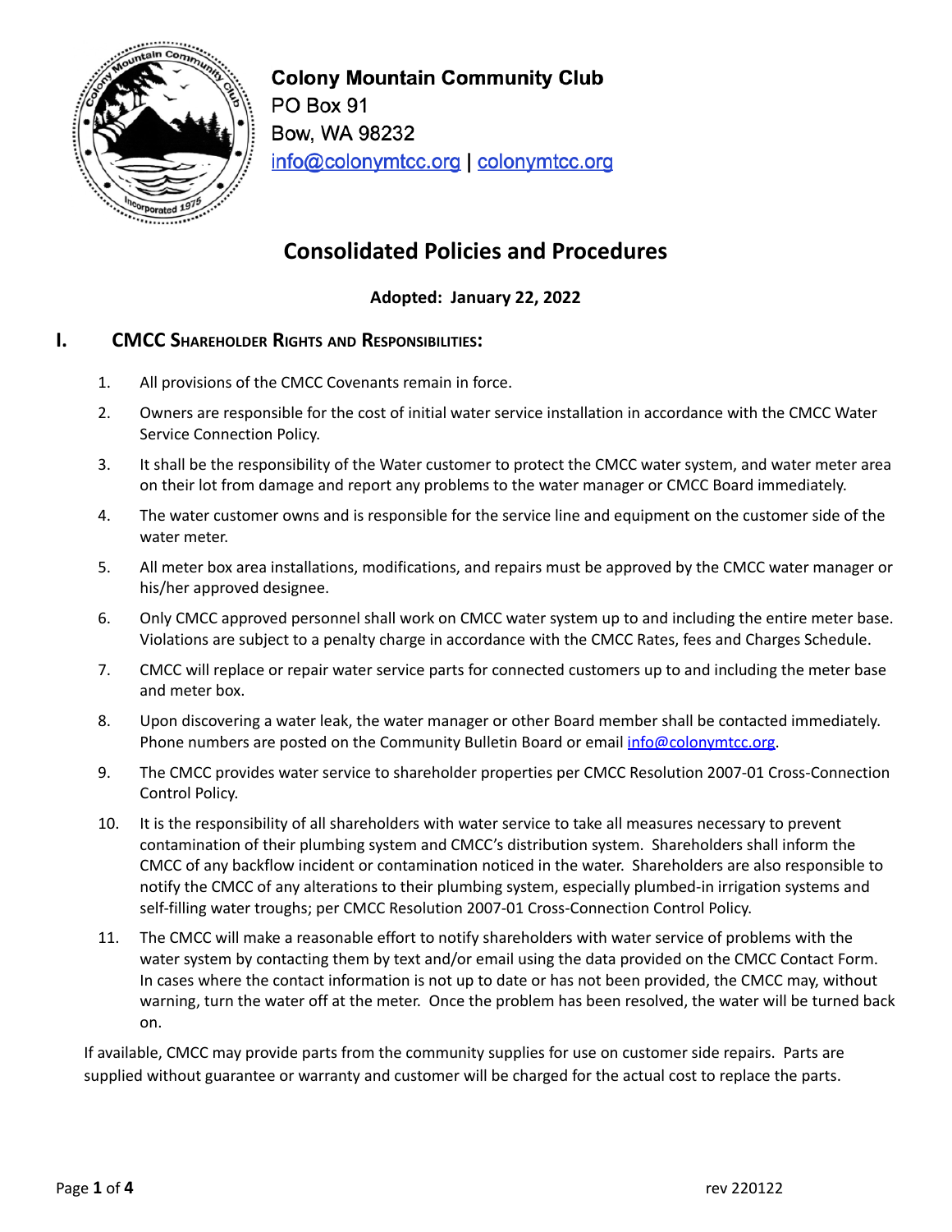**Colony Mountain Community Club**
PO Box 91
Bow, WA 98232
info@colonymtcc.org | colonymtcc.org

# Consolidated Policies and Procedures

**Adopted: January 22, 2022**

## I. CMCC Shareholder Rights and Responsibilities:

1. All provisions of the CMCC Covenants remain in force.
2. Owners are responsible for the cost of initial water service installation in accordance with the CMCC Water Service Connection Policy.
3. It shall be the responsibility of the Water customer to protect the CMCC water system, and water meter area on their lot from damage and report any problems to the water manager or CMCC Board immediately.
4. The water customer owns and is responsible for the service line and equipment on the customer side of the water meter.
5. All meter box area installations, modifications, and repairs must be approved by the CMCC water manager or his/her approved designee.
6. Only CMCC approved personnel shall work on CMCC water system up to and including the entire meter base. Violations are subject to a penalty charge in accordance with the CMCC Rates, fees and Charges Schedule.
7. CMCC will replace or repair water service parts for connected customers up to and including the meter base and meter box.
8. Upon discovering a water leak, the water manager or other Board member shall be contacted immediately. Phone numbers are posted on the Community Bulletin Board or email info@colonymtcc.org.
9. The CMCC provides water service to shareholder properties per CMCC Resolution 2007-01 Cross-Connection Control Policy.
10. It is the responsibility of all shareholders with water service to take all measures necessary to prevent contamination of their plumbing system and CMCC's distribution system. Shareholders shall inform the CMCC of any backflow incident or contamination noticed in the water. Shareholders are also responsible to notify the CMCC of any alterations to their plumbing system, especially plumbed-in irrigation systems and self-filling water troughs; per CMCC Resolution 2007-01 Cross-Connection Control Policy.
11. The CMCC will make a reasonable effort to notify shareholders with water service of problems with the water system by contacting them by text and/or email using the data provided on the CMCC Contact Form. In cases where the contact information is not up to date or has not been provided, the CMCC may, without warning, turn the water off at the meter. Once the problem has been resolved, the water will be turned back on.

If available, CMCC may provide parts from the community supplies for use on customer side repairs. Parts are supplied without guarantee or warranty and customer will be charged for the actual cost to replace the parts.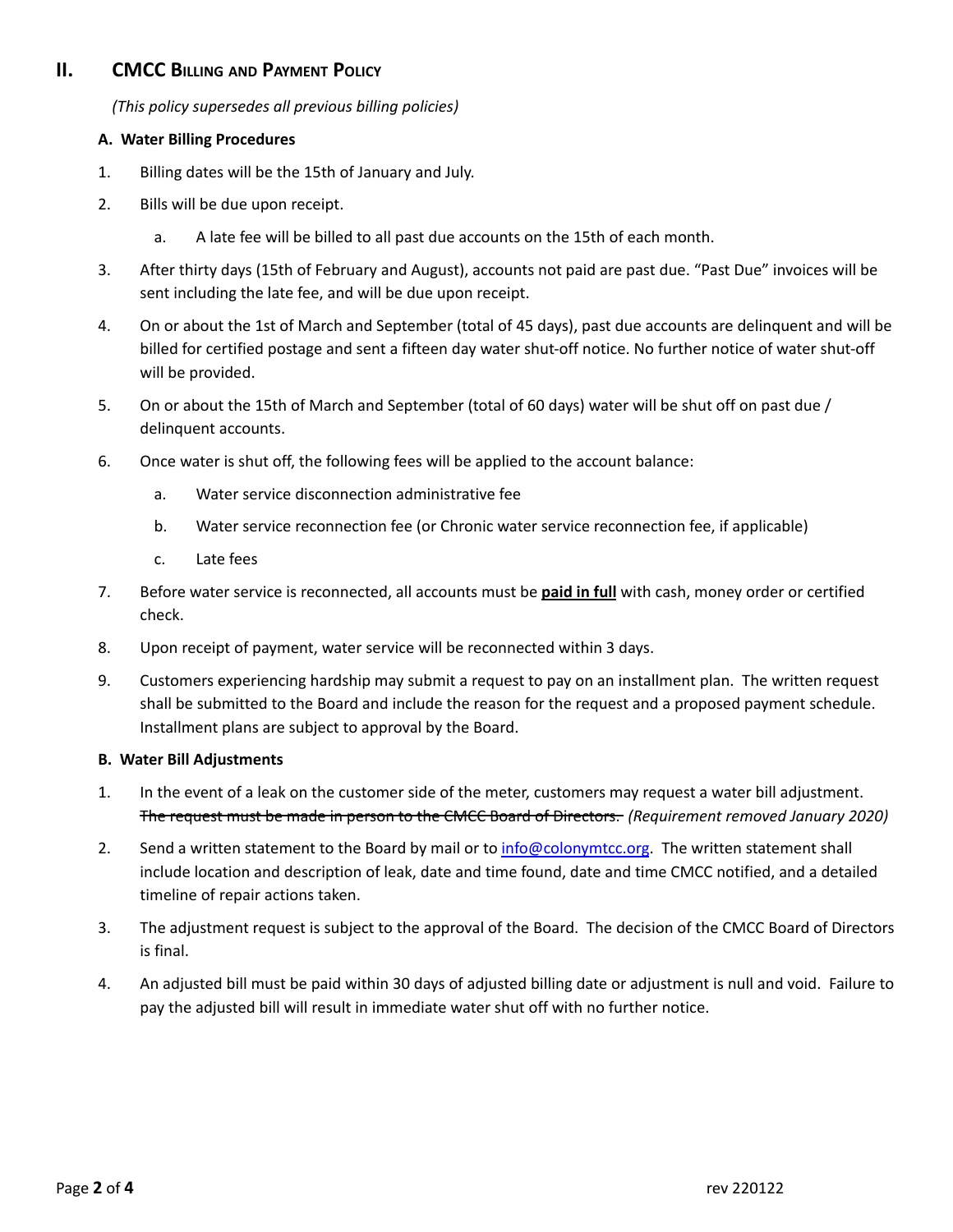## II. CMCC Billing and Payment Policy

*(This policy supersedes all previous billing policies)*

### A. Water Billing Procedures

1. Billing dates will be the 15th of January and July.
2. Bills will be due upon receipt.
   a. A late fee will be billed to all past due accounts on the 15th of each month.
3. After thirty days (15th of February and August), accounts not paid are past due. "Past Due" invoices will be sent including the late fee, and will be due upon receipt.
4. On or about the 1st of March and September (total of 45 days), past due accounts are delinquent and will be billed for certified postage and sent a fifteen day water shut-off notice. No further notice of water shut-off will be provided.
5. On or about the 15th of March and September (total of 60 days) water will be shut off on past due / delinquent accounts.
6. Once water is shut off, the following fees will be applied to the account balance:
   a. Water service disconnection administrative fee
   b. Water service reconnection fee (or Chronic water service reconnection fee, if applicable)
   c. Late fees
7. Before water service is reconnected, all accounts must be **<u>paid in full</u>** with cash, money order or certified check.
8. Upon receipt of payment, water service will be reconnected within 3 days.
9. Customers experiencing hardship may submit a request to pay on an installment plan. The written request shall be submitted to the Board and include the reason for the request and a proposed payment schedule. Installment plans are subject to approval by the Board.

### B. Water Bill Adjustments

1. In the event of a leak on the customer side of the meter, customers may request a water bill adjustment. ~~The request must be made in person to the CMCC Board of Directors.~~ *(Requirement removed January 2020)*
2. Send a written statement to the Board by mail or to info@colonymtcc.org. The written statement shall include location and description of leak, date and time found, date and time CMCC notified, and a detailed timeline of repair actions taken.
3. The adjustment request is subject to the approval of the Board. The decision of the CMCC Board of Directors is final.
4. An adjusted bill must be paid within 30 days of adjusted billing date or adjustment is null and void. Failure to pay the adjusted bill will result in immediate water shut off with no further notice.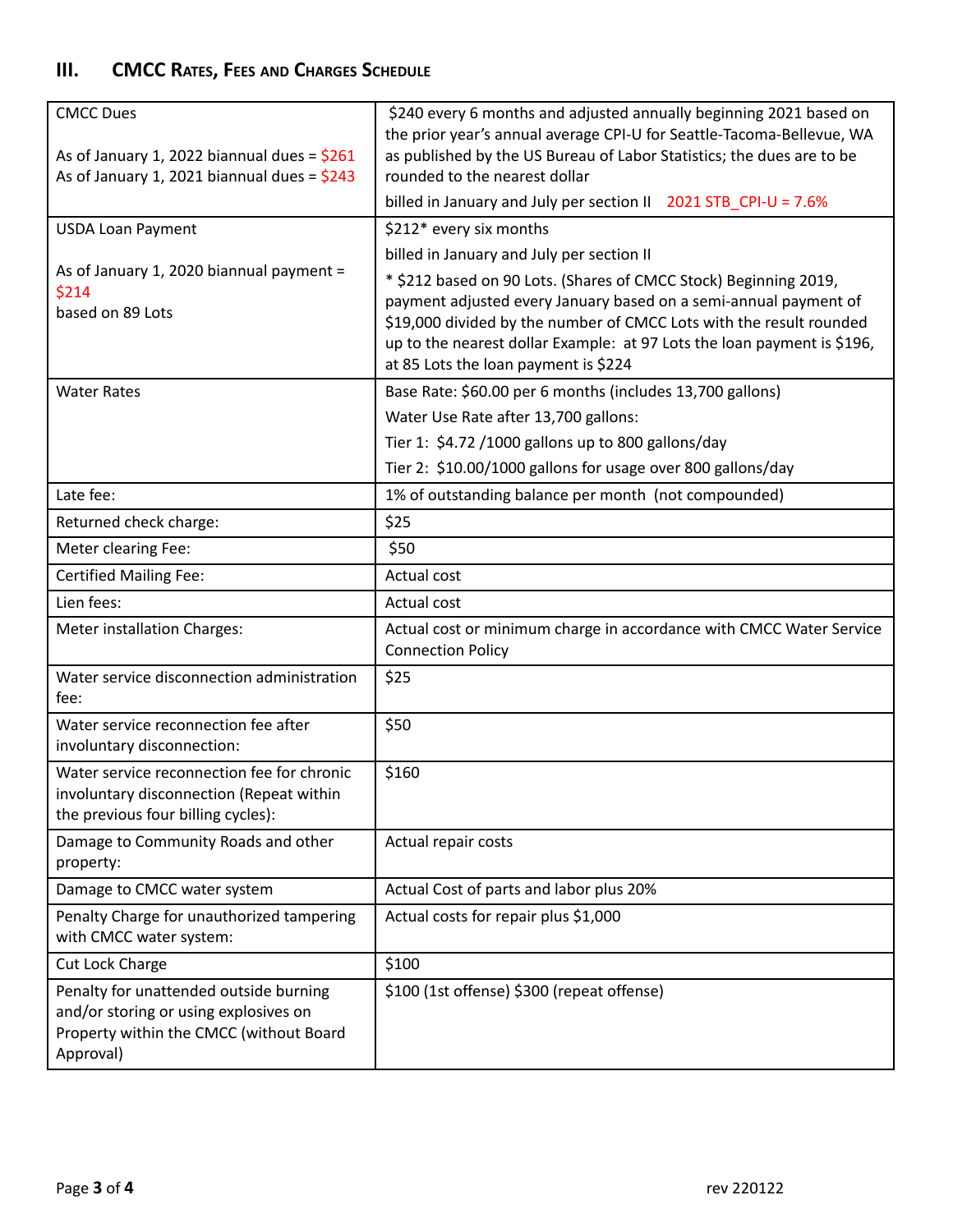## III. CMCC Rates, Fees and Charges Schedule

| | |
|---|---|
| CMCC Dues<br><br>As of January 1, 2022 biannual dues = $261<br>As of January 1, 2021 biannual dues = $243 | $240 every 6 months and adjusted annually beginning 2021 based on the prior year's annual average CPI-U for Seattle-Tacoma-Bellevue, WA as published by the US Bureau of Labor Statistics; the dues are to be rounded to the nearest dollar<br><br>billed in January and July per section II 2021 STB_CPI-U = 7.6% |
| USDA Loan Payment<br><br>As of January 1, 2020 biannual payment = $214<br>based on 89 Lots | $212* every six months<br><br>billed in January and July per section II<br><br>* $212 based on 90 Lots. (Shares of CMCC Stock) Beginning 2019, payment adjusted every January based on a semi-annual payment of $19,000 divided by the number of CMCC Lots with the result rounded up to the nearest dollar Example: at 97 Lots the loan payment is $196, at 85 Lots the loan payment is $224 |
| Water Rates | Base Rate: $60.00 per 6 months (includes 13,700 gallons)<br><br>Water Use Rate after 13,700 gallons:<br><br>Tier 1: $4.72 /1000 gallons up to 800 gallons/day<br><br>Tier 2: $10.00/1000 gallons for usage over 800 gallons/day |
| Late fee: | 1% of outstanding balance per month (not compounded) |
| Returned check charge: | $25 |
| Meter clearing Fee: | $50 |
| Certified Mailing Fee: | Actual cost |
| Lien fees: | Actual cost |
| Meter installation Charges: | Actual cost or minimum charge in accordance with CMCC Water Service Connection Policy |
| Water service disconnection administration fee: | $25 |
| Water service reconnection fee after involuntary disconnection: | $50 |
| Water service reconnection fee for chronic involuntary disconnection (Repeat within the previous four billing cycles): | $160 |
| Damage to Community Roads and other property: | Actual repair costs |
| Damage to CMCC water system | Actual Cost of parts and labor plus 20% |
| Penalty Charge for unauthorized tampering with CMCC water system: | Actual costs for repair plus $1,000 |
| Cut Lock Charge | $100 |
| Penalty for unattended outside burning and/or storing or using explosives on Property within the CMCC (without Board Approval) | $100 (1st offense) $300 (repeat offense) |

rev 220122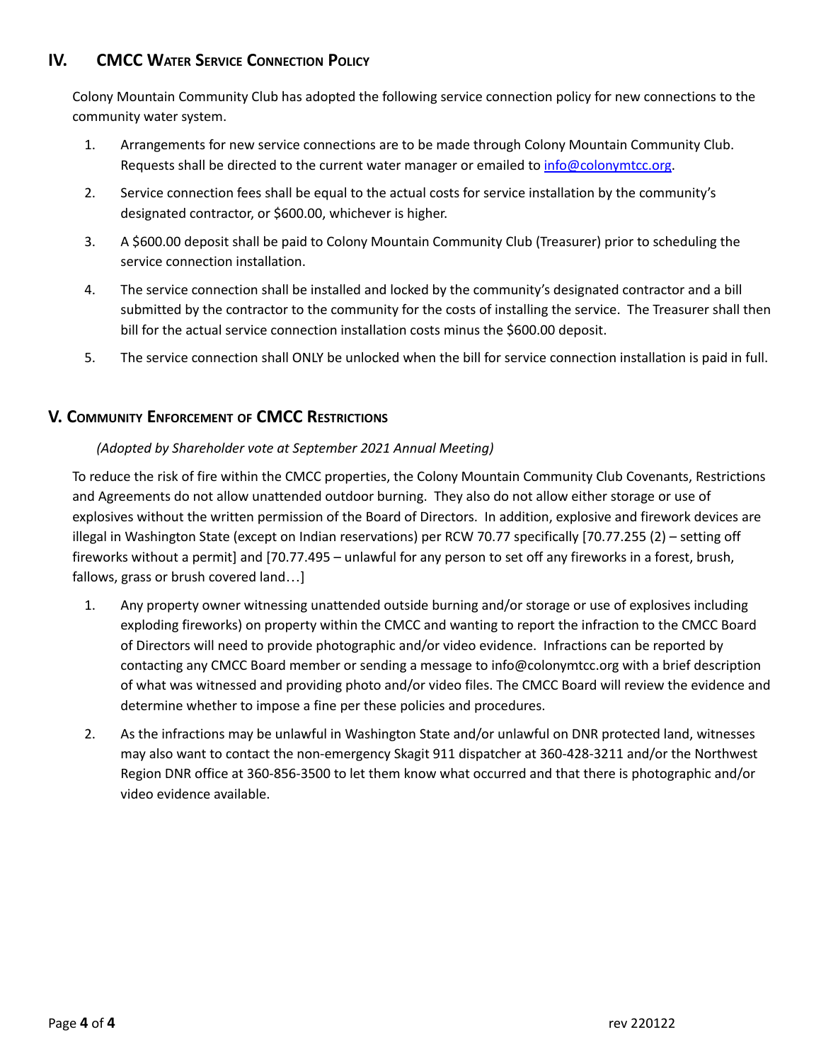## IV. CMCC Water Service Connection Policy

Colony Mountain Community Club has adopted the following service connection policy for new connections to the community water system.

1. Arrangements for new service connections are to be made through Colony Mountain Community Club. Requests shall be directed to the current water manager or emailed to info@colonymtcc.org.
2. Service connection fees shall be equal to the actual costs for service installation by the community's designated contractor, or $600.00, whichever is higher.
3. A $600.00 deposit shall be paid to Colony Mountain Community Club (Treasurer) prior to scheduling the service connection installation.
4. The service connection shall be installed and locked by the community's designated contractor and a bill submitted by the contractor to the community for the costs of installing the service. The Treasurer shall then bill for the actual service connection installation costs minus the $600.00 deposit.
5. The service connection shall ONLY be unlocked when the bill for service connection installation is paid in full.

## V. Community Enforcement of CMCC Restrictions

*(Adopted by Shareholder vote at September 2021 Annual Meeting)*

To reduce the risk of fire within the CMCC properties, the Colony Mountain Community Club Covenants, Restrictions and Agreements do not allow unattended outdoor burning. They also do not allow either storage or use of explosives without the written permission of the Board of Directors. In addition, explosive and firework devices are illegal in Washington State (except on Indian reservations) per RCW 70.77 specifically [70.77.255 (2) – setting off fireworks without a permit] and [70.77.495 – unlawful for any person to set off any fireworks in a forest, brush, fallows, grass or brush covered land…]

1. Any property owner witnessing unattended outside burning and/or storage or use of explosives including exploding fireworks) on property within the CMCC and wanting to report the infraction to the CMCC Board of Directors will need to provide photographic and/or video evidence. Infractions can be reported by contacting any CMCC Board member or sending a message to info@colonymtcc.org with a brief description of what was witnessed and providing photo and/or video files. The CMCC Board will review the evidence and determine whether to impose a fine per these policies and procedures.
2. As the infractions may be unlawful in Washington State and/or unlawful on DNR protected land, witnesses may also want to contact the non-emergency Skagit 911 dispatcher at 360-428-3211 and/or the Northwest Region DNR office at 360-856-3500 to let them know what occurred and that there is photographic and/or video evidence available.